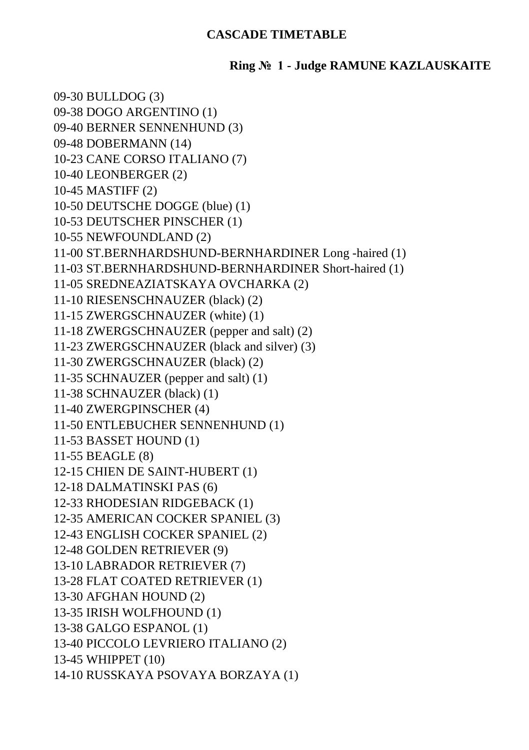# CASCADE TIMETABLE

## Ring № 1 - Judge RAMUNE KAZLAUSKAITE

09-30 BULLDOG (3)
09-38 DOGO ARGENTINO (1)
09-40 BERNER SENNENHUND (3)
09-48 DOBERMANN (14)
10-23 CANE CORSO ITALIANO (7)
10-40 LEONBERGER (2)
10-45 MASTIFF (2)
10-50 DEUTSCHE DOGGE (blue) (1)
10-53 DEUTSCHER PINSCHER (1)
10-55 NEWFOUNDLAND (2)
11-00 ST.BERNHARDSHUND-BERNHARDINER Long -haired (1)
11-03 ST.BERNHARDSHUND-BERNHARDINER Short-haired (1)
11-05 SREDNEAZIATSKAYA OVCHARKA (2)
11-10 RIESENSCHNAUZER (black) (2)
11-15 ZWERGSCHNAUZER (white) (1)
11-18 ZWERGSCHNAUZER (pepper and salt) (2)
11-23 ZWERGSCHNAUZER (black and silver) (3)
11-30 ZWERGSCHNAUZER (black) (2)
11-35 SCHNAUZER (pepper and salt) (1)
11-38 SCHNAUZER (black) (1)
11-40 ZWERGPINSCHER (4)
11-50 ENTLEBUCHER SENNENHUND (1)
11-53 BASSET HOUND (1)
11-55 BEAGLE (8)
12-15 CHIEN DE SAINT-HUBERT (1)
12-18 DALMATINSKI PAS (6)
12-33 RHODESIAN RIDGEBACK (1)
12-35 AMERICAN COCKER SPANIEL (3)
12-43 ENGLISH COCKER SPANIEL (2)
12-48 GOLDEN RETRIEVER (9)
13-10 LABRADOR RETRIEVER (7)
13-28 FLAT COATED RETRIEVER (1)
13-30 AFGHAN HOUND (2)
13-35 IRISH WOLFHOUND (1)
13-38 GALGO ESPANOL (1)
13-40 PICCOLO LEVRIERO ITALIANO (2)
13-45 WHIPPET (10)
14-10 RUSSKAYA PSOVAYA BORZAYA (1)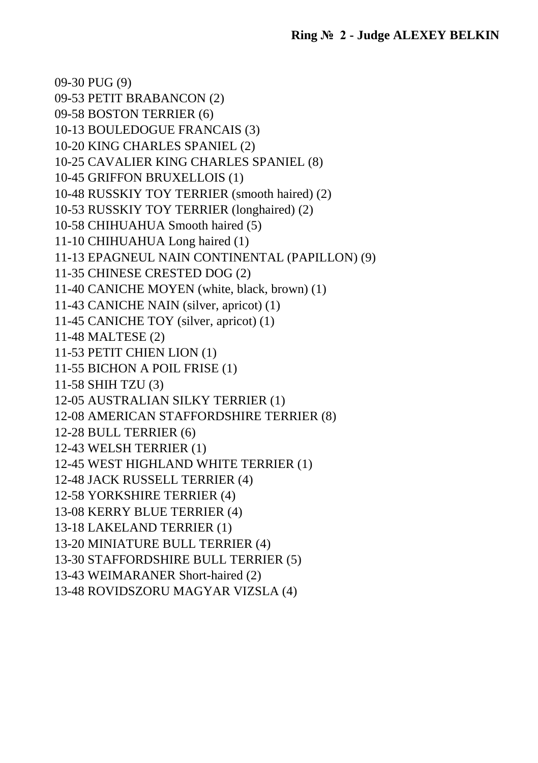## Ring № 2 - Judge ALEXEY BELKIN

09-30 PUG (9)
09-53 PETIT BRABANCON (2)
09-58 BOSTON TERRIER (6)
10-13 BOULEDOGUE FRANCAIS (3)
10-20 KING CHARLES SPANIEL (2)
10-25 CAVALIER KING CHARLES SPANIEL (8)
10-45 GRIFFON BRUXELLOIS (1)
10-48 RUSSKIY TOY TERRIER (smooth haired) (2)
10-53 RUSSKIY TOY TERRIER (longhaired) (2)
10-58 CHIHUAHUA Smooth haired (5)
11-10 CHIHUAHUA Long haired (1)
11-13 EPAGNEUL NAIN CONTINENTAL (PAPILLON) (9)
11-35 CHINESE CRESTED DOG (2)
11-40 CANICHE MOYEN (white, black, brown) (1)
11-43 CANICHE NAIN (silver, apricot) (1)
11-45 CANICHE TOY (silver, apricot) (1)
11-48 MALTESE (2)
11-53 PETIT CHIEN LION (1)
11-55 BICHON A POIL FRISE (1)
11-58 SHIH TZU (3)
12-05 AUSTRALIAN SILKY TERRIER (1)
12-08 AMERICAN STAFFORDSHIRE TERRIER (8)
12-28 BULL TERRIER (6)
12-43 WELSH TERRIER (1)
12-45 WEST HIGHLAND WHITE TERRIER (1)
12-48 JACK RUSSELL TERRIER (4)
12-58 YORKSHIRE TERRIER (4)
13-08 KERRY BLUE TERRIER (4)
13-18 LAKELAND TERRIER (1)
13-20 MINIATURE BULL TERRIER (4)
13-30 STAFFORDSHIRE BULL TERRIER (5)
13-43 WEIMARANER Short-haired (2)
13-48 ROVIDSZORU MAGYAR VIZSLA (4)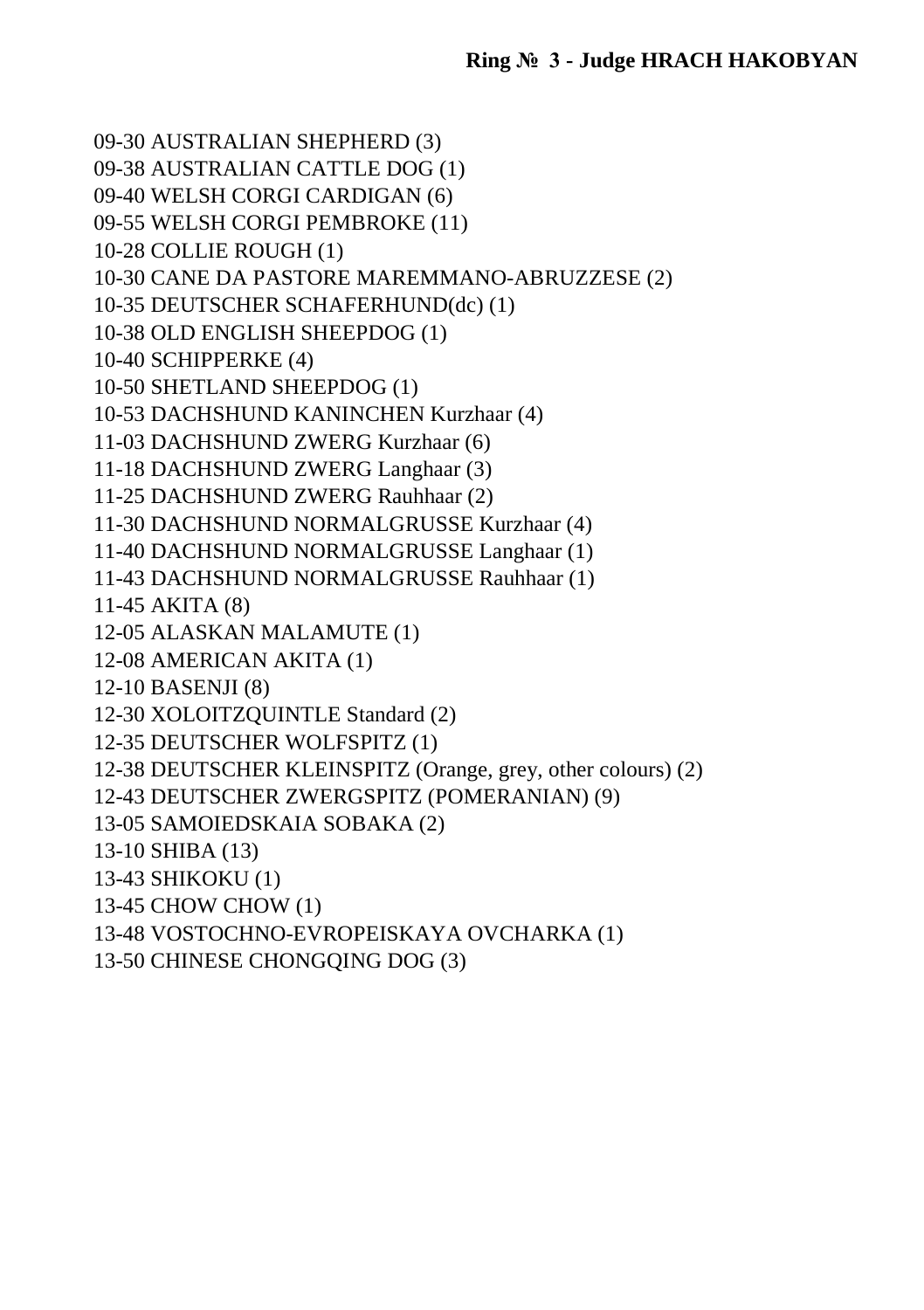## Ring № 3 - Judge HRACH HAKOBYAN

09-30 AUSTRALIAN SHEPHERD (3)
09-38 AUSTRALIAN CATTLE DOG (1)
09-40 WELSH CORGI CARDIGAN (6)
09-55 WELSH CORGI PEMBROKE (11)
10-28 COLLIE ROUGH (1)
10-30 CANE DA PASTORE MAREMMANO-ABRUZZESE (2)
10-35 DEUTSCHER SCHAFERHUND(dc) (1)
10-38 OLD ENGLISH SHEEPDOG (1)
10-40 SCHIPPERKE (4)
10-50 SHETLAND SHEEPDOG (1)
10-53 DACHSHUND KANINCHEN Kurzhaar (4)
11-03 DACHSHUND ZWERG Kurzhaar (6)
11-18 DACHSHUND ZWERG Langhaar (3)
11-25 DACHSHUND ZWERG Rauhhaar (2)
11-30 DACHSHUND NORMALGRUSSE Kurzhaar (4)
11-40 DACHSHUND NORMALGRUSSE Langhaar (1)
11-43 DACHSHUND NORMALGRUSSE Rauhhaar (1)
11-45 AKITA (8)
12-05 ALASKAN MALAMUTE (1)
12-08 AMERICAN AKITA (1)
12-10 BASENJI (8)
12-30 XOLOITZQUINTLE Standard (2)
12-35 DEUTSCHER WOLFSPITZ (1)
12-38 DEUTSCHER KLEINSPITZ (Orange, grey, other colours) (2)
12-43 DEUTSCHER ZWERGSPITZ (POMERANIAN) (9)
13-05 SAMOIEDSKAIA SOBAKA (2)
13-10 SHIBA (13)
13-43 SHIKOKU (1)
13-45 CHOW CHOW (1)
13-48 VOSTOCHNO-EVROPEISKAYA OVCHARKA (1)
13-50 CHINESE CHONGQING DOG (3)